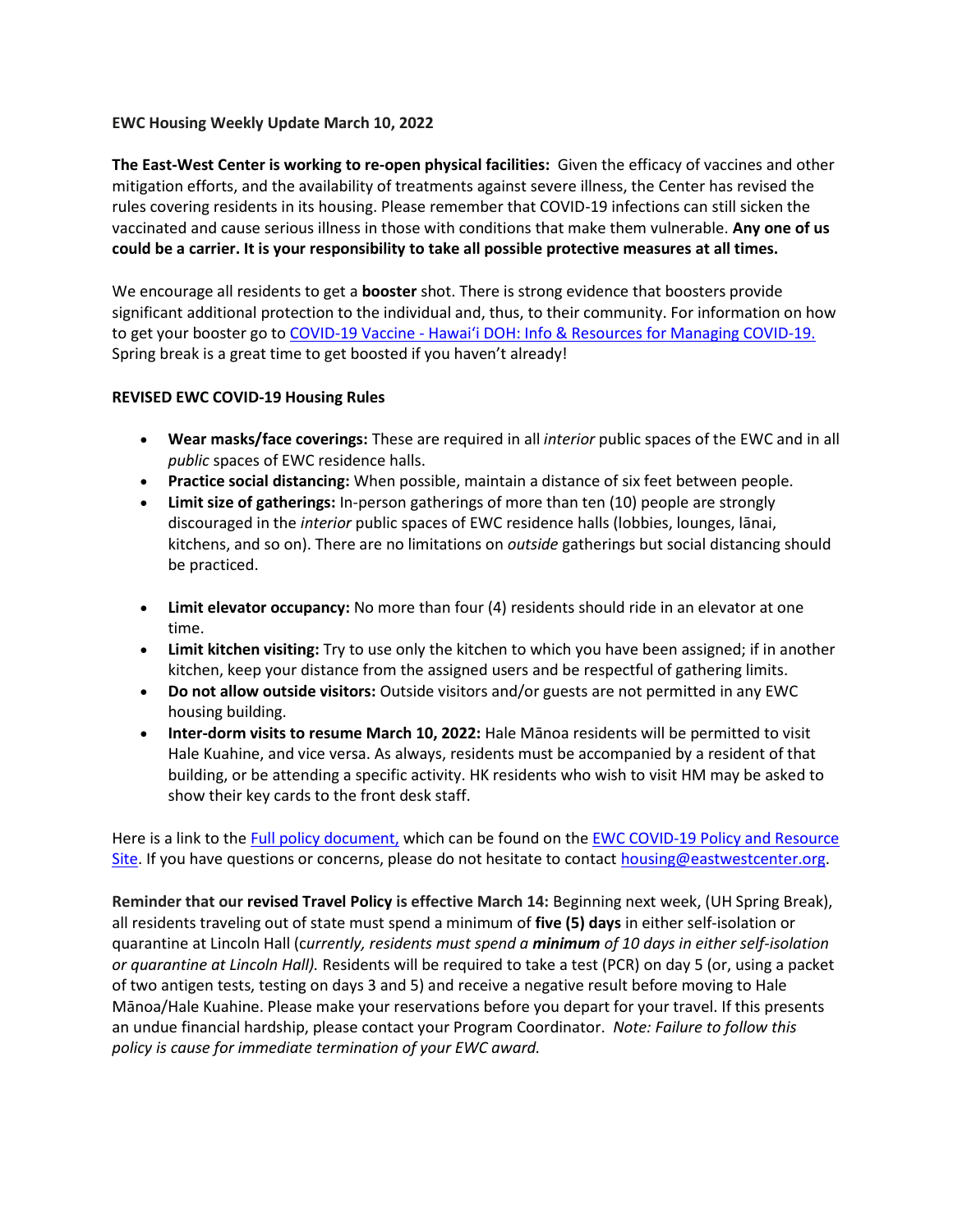**EWC Housing Weekly Update March 10, 2022**

**The East-West Center is working to re-open physical facilities:** Given the efficacy of vaccines and other mitigation efforts, and the availability of treatments against severe illness, the Center has revised the rules covering residents in its housing. Please remember that COVID-19 infections can still sicken the vaccinated and cause serious illness in those with conditions that make them vulnerable. **Any one of us could be a carrier. It is your responsibility to take all possible protective measures at all times.**

We encourage all residents to get a **booster** shot. There is strong evidence that boosters provide significant additional protection to the individual and, thus, to their community. For information on how to get your booster go to [COVID-19 Vaccine - Hawaiʻi DOH: Info & Resources for Managing COVID-19.](#) Spring break is a great time to get boosted if you haven't already!

**REVISED EWC COVID-19 Housing Rules**

- **Wear masks/face coverings:** These are required in all *interior* public spaces of the EWC and in all *public* spaces of EWC residence halls.
- **Practice social distancing:** When possible, maintain a distance of six feet between people.
- **Limit size of gatherings:** In-person gatherings of more than ten (10) people are strongly discouraged in the *interior* public spaces of EWC residence halls (lobbies, lounges, lānai, kitchens, and so on). There are no limitations on *outside* gatherings but social distancing should be practiced.
- **Limit elevator occupancy:** No more than four (4) residents should ride in an elevator at one time.
- **Limit kitchen visiting:** Try to use only the kitchen to which you have been assigned; if in another kitchen, keep your distance from the assigned users and be respectful of gathering limits.
- **Do not allow outside visitors:** Outside visitors and/or guests are not permitted in any EWC housing building.
- **Inter-dorm visits to resume March 10, 2022:** Hale Mānoa residents will be permitted to visit Hale Kuahine, and vice versa. As always, residents must be accompanied by a resident of that building, or be attending a specific activity. HK residents who wish to visit HM may be asked to show their key cards to the front desk staff.

Here is a link to the [Full policy document,](#) which can be found on the [EWC COVID-19 Policy and Resource Site](#). If you have questions or concerns, please do not hesitate to contact [housing@eastwestcenter.org](mailto:housing@eastwestcenter.org).

**Reminder that our revised Travel Policy is effective March 14:** Beginning next week, (UH Spring Break), all residents traveling out of state must spend a minimum of **five (5) days** in either self-isolation or quarantine at Lincoln Hall (*currently, residents must spend a **minimum** of 10 days in either self-isolation or quarantine at Lincoln Hall).* Residents will be required to take a test (PCR) on day 5 (or, using a packet of two antigen tests, testing on days 3 and 5) and receive a negative result before moving to Hale Mānoa/Hale Kuahine. Please make your reservations before you depart for your travel. If this presents an undue financial hardship, please contact your Program Coordinator. *Note: Failure to follow this policy is cause for immediate termination of your EWC award.*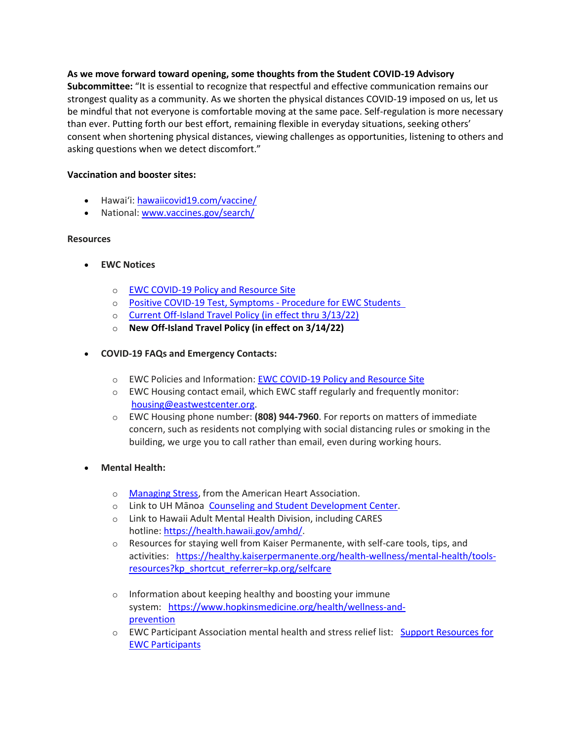**As we move forward toward opening, some thoughts from the Student COVID-19 Advisory Subcommittee:** "It is essential to recognize that respectful and effective communication remains our strongest quality as a community. As we shorten the physical distances COVID-19 imposed on us, let us be mindful that not everyone is comfortable moving at the same pace. Self-regulation is more necessary than ever. Putting forth our best effort, remaining flexible in everyday situations, seeking others' consent when shortening physical distances, viewing challenges as opportunities, listening to others and asking questions when we detect discomfort."

**Vaccination and booster sites:**

- Hawaiʻi: hawaiicovid19.com/vaccine/
- National: www.vaccines.gov/search/

**Resources**

- **EWC Notices**
  - EWC COVID-19 Policy and Resource Site
  - Positive COVID-19 Test, Symptoms - Procedure for EWC Students
  - Current Off-Island Travel Policy (in effect thru 3/13/22)
  - **New Off-Island Travel Policy (in effect on 3/14/22)**

- **COVID-19 FAQs and Emergency Contacts:**
  - EWC Policies and Information: EWC COVID-19 Policy and Resource Site
  - EWC Housing contact email, which EWC staff regularly and frequently monitor: housing@eastwestcenter.org.
  - EWC Housing phone number: **(808) 944-7960**. For reports on matters of immediate concern, such as residents not complying with social distancing rules or smoking in the building, we urge you to call rather than email, even during working hours.

- **Mental Health:**
  - Managing Stress, from the American Heart Association.
  - Link to UH Mānoa Counseling and Student Development Center.
  - Link to Hawaii Adult Mental Health Division, including CARES hotline: https://health.hawaii.gov/amhd/.
  - Resources for staying well from Kaiser Permanente, with self-care tools, tips, and activities: https://healthy.kaiserpermanente.org/health-wellness/mental-health/tools-resources?kp_shortcut_referrer=kp.org/selfcare
  - Information about keeping healthy and boosting your immune system: https://www.hopkinsmedicine.org/health/wellness-and-prevention
  - EWC Participant Association mental health and stress relief list: Support Resources for EWC Participants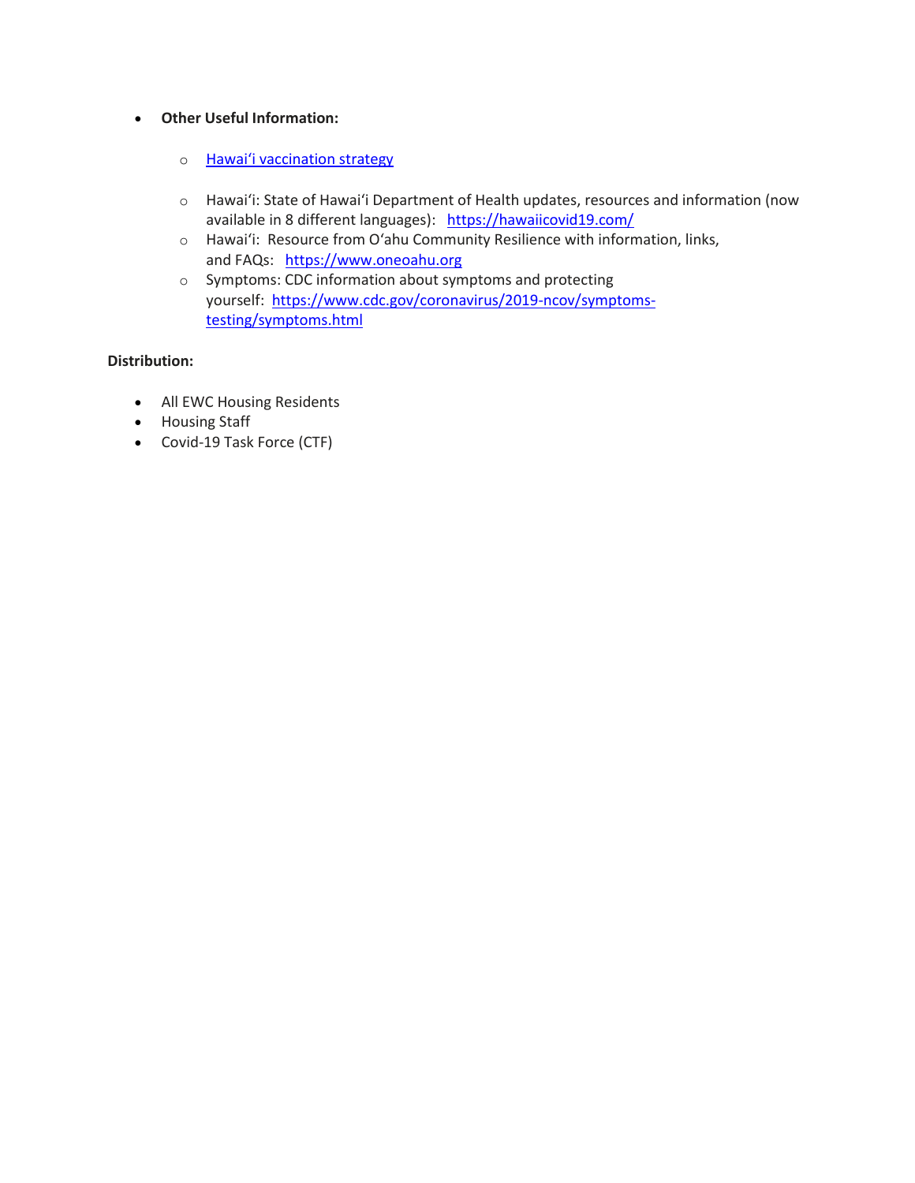- **Other Useful Information:**
  - Hawaiʻi vaccination strategy
  - Hawaiʻi: State of Hawaiʻi Department of Health updates, resources and information (now available in 8 different languages): https://hawaiicovid19.com/
  - Hawaiʻi: Resource from Oʻahu Community Resilience with information, links, and FAQs: https://www.oneoahu.org
  - Symptoms: CDC information about symptoms and protecting yourself: https://www.cdc.gov/coronavirus/2019-ncov/symptoms-testing/symptoms.html

**Distribution:**

- All EWC Housing Residents
- Housing Staff
- Covid-19 Task Force (CTF)